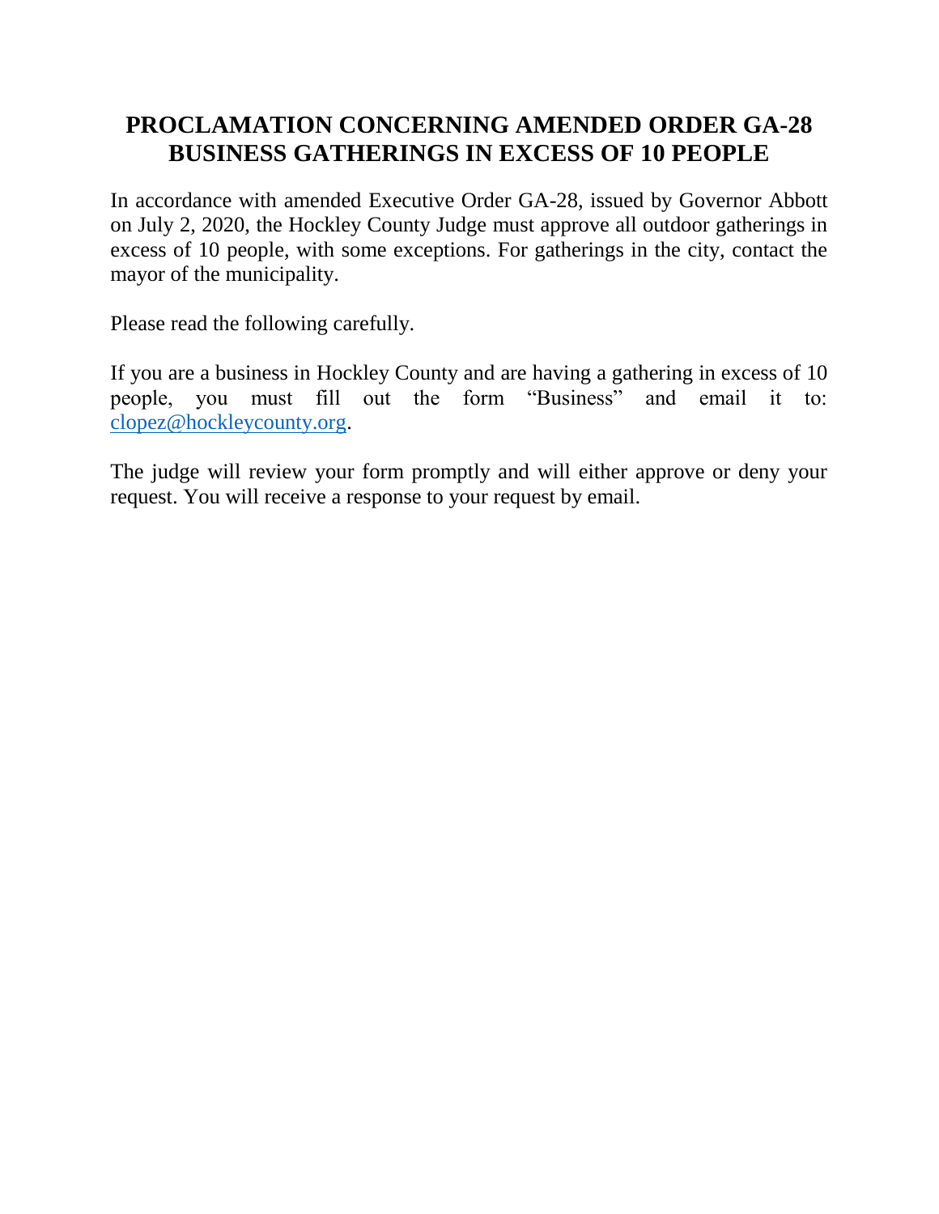# PROCLAMATION CONCERNING AMENDED ORDER GA-28 BUSINESS GATHERINGS IN EXCESS OF 10 PEOPLE

In accordance with amended Executive Order GA-28, issued by Governor Abbott on July 2, 2020, the Hockley County Judge must approve all outdoor gatherings in excess of 10 people, with some exceptions. For gatherings in the city, contact the mayor of the municipality.

Please read the following carefully.

If you are a business in Hockley County and are having a gathering in excess of 10 people, you must fill out the form "Business" and email it to: clopez@hockleycounty.org.

The judge will review your form promptly and will either approve or deny your request. You will receive a response to your request by email.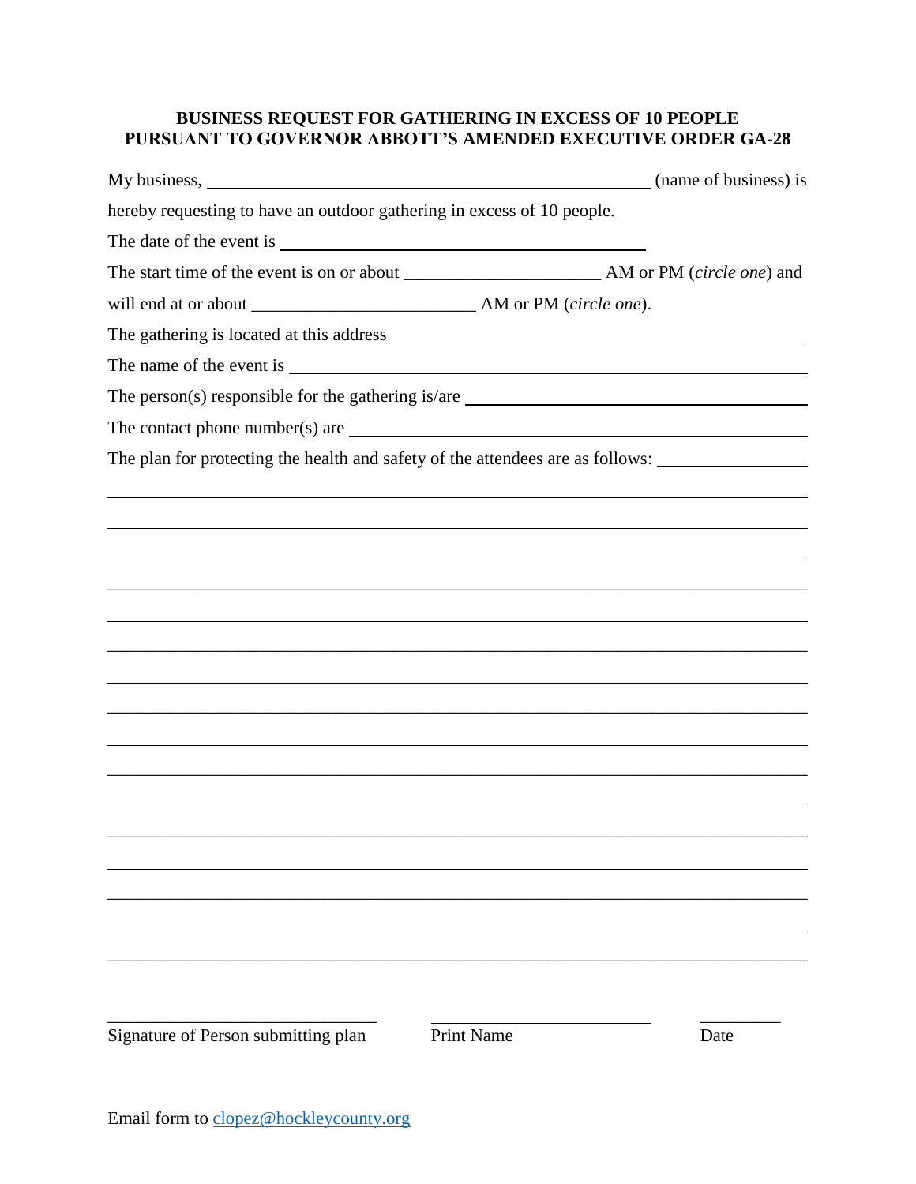**BUSINESS REQUEST FOR GATHERING IN EXCESS OF 10 PEOPLE**
**PURSUANT TO GOVERNOR ABBOTT'S AMENDED EXECUTIVE ORDER GA-28**

My business, ______________________________________________ (name of business) is hereby requesting to have an outdoor gathering in excess of 10 people.

The date of the event is ______________________________________

The start time of the event is on or about ______________________ AM or PM (*circle one*) and will end at or about _________________________ AM or PM (*circle one*).

The gathering is located at this address ________________________________________

The name of the event is ______________________________________________________

The person(s) responsible for the gathering is/are ___________________________________

The contact phone number(s) are _________________________________________________

The plan for protecting the health and safety of the attendees are as follows: _______________

_____________________________________________________________________________

_____________________________________________________________________________

_____________________________________________________________________________

_____________________________________________________________________________

_____________________________________________________________________________

_____________________________________________________________________________

_____________________________________________________________________________

_____________________________________________________________________________

_____________________________________________________________________________

_____________________________________________________________________________

_____________________________________________________________________________

_____________________________________________________________________________

_____________________________________________________________________________

_____________________________________________________________________________

_____________________________________________________________________________

_____________________________________________________________________________

______________________________ &nbsp;&nbsp; ________________________ &nbsp;&nbsp; _________
Signature of Person submitting plan &nbsp;&nbsp; Print Name &nbsp;&nbsp; Date

Email form to clopez@hockleycounty.org